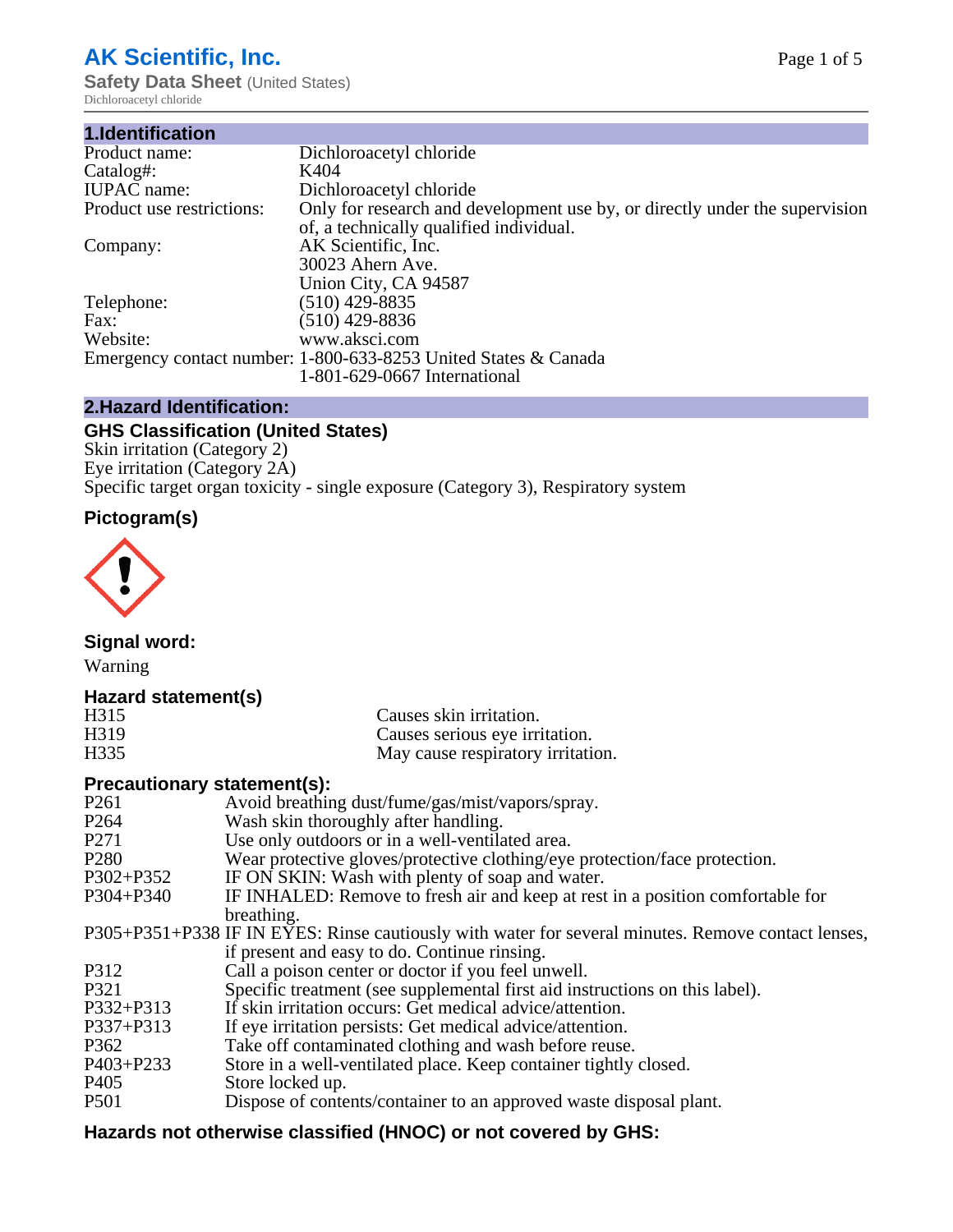# AK Scientific, Inc.

**Safety Data Sheet** (United States)

Dichloroacetyl chloride

## 1.Identification

| | |
|---|---|
| Product name: | Dichloroacetyl chloride |
| Catalog#: | K404 |
| IUPAC name: | Dichloroacetyl chloride |
| Product use restrictions: | Only for research and development use by, or directly under the supervision of, a technically qualified individual. |
| Company: | AK Scientific, Inc.<br>30023 Ahern Ave.<br>Union City, CA 94587 |
| Telephone: | (510) 429-8835 |
| Fax: | (510) 429-8836 |
| Website: | www.aksci.com |
| Emergency contact number: | 1-800-633-8253 United States & Canada<br>1-801-629-0667 International |

## 2.Hazard Identification:

### GHS Classification (United States)

Skin irritation (Category 2)
Eye irritation (Category 2A)
Specific target organ toxicity - single exposure (Category 3), Respiratory system

### Pictogram(s)

### Signal word:

Warning

### Hazard statement(s)

| | |
|---|---|
| H315 | Causes skin irritation. |
| H319 | Causes serious eye irritation. |
| H335 | May cause respiratory irritation. |

### Precautionary statement(s):

| | |
|---|---|
| P261 | Avoid breathing dust/fume/gas/mist/vapors/spray. |
| P264 | Wash skin thoroughly after handling. |
| P271 | Use only outdoors or in a well-ventilated area. |
| P280 | Wear protective gloves/protective clothing/eye protection/face protection. |
| P302+P352 | IF ON SKIN: Wash with plenty of soap and water. |
| P304+P340 | IF INHALED: Remove to fresh air and keep at rest in a position comfortable for breathing. |
| P305+P351+P338 | IF IN EYES: Rinse cautiously with water for several minutes. Remove contact lenses, if present and easy to do. Continue rinsing. |
| P312 | Call a poison center or doctor if you feel unwell. |
| P321 | Specific treatment (see supplemental first aid instructions on this label). |
| P332+P313 | If skin irritation occurs: Get medical advice/attention. |
| P337+P313 | If eye irritation persists: Get medical advice/attention. |
| P362 | Take off contaminated clothing and wash before reuse. |
| P403+P233 | Store in a well-ventilated place. Keep container tightly closed. |
| P405 | Store locked up. |
| P501 | Dispose of contents/container to an approved waste disposal plant. |

### Hazards not otherwise classified (HNOC) or not covered by GHS: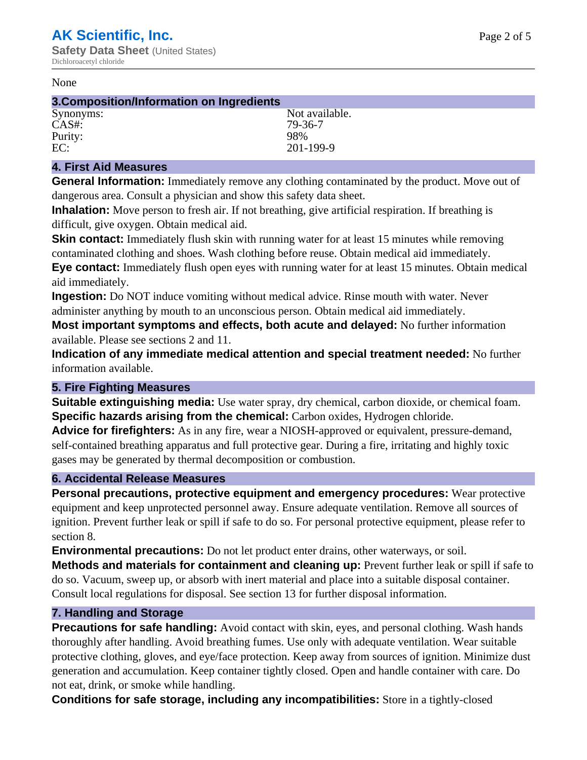None

## 3.Composition/Information on Ingredients

| | |
|---|---|
| Synonyms: | Not available. |
| CAS#: | 79-36-7 |
| Purity: | 98% |
| EC: | 201-199-9 |

## 4. First Aid Measures

**General Information:** Immediately remove any clothing contaminated by the product. Move out of dangerous area. Consult a physician and show this safety data sheet.

**Inhalation:** Move person to fresh air. If not breathing, give artificial respiration. If breathing is difficult, give oxygen. Obtain medical aid.

**Skin contact:** Immediately flush skin with running water for at least 15 minutes while removing contaminated clothing and shoes. Wash clothing before reuse. Obtain medical aid immediately.

**Eye contact:** Immediately flush open eyes with running water for at least 15 minutes. Obtain medical aid immediately.

**Ingestion:** Do NOT induce vomiting without medical advice. Rinse mouth with water. Never administer anything by mouth to an unconscious person. Obtain medical aid immediately.

**Most important symptoms and effects, both acute and delayed:** No further information available. Please see sections 2 and 11.

**Indication of any immediate medical attention and special treatment needed:** No further information available.

## 5. Fire Fighting Measures

**Suitable extinguishing media:** Use water spray, dry chemical, carbon dioxide, or chemical foam.

**Specific hazards arising from the chemical:** Carbon oxides, Hydrogen chloride.

**Advice for firefighters:** As in any fire, wear a NIOSH-approved or equivalent, pressure-demand, self-contained breathing apparatus and full protective gear. During a fire, irritating and highly toxic gases may be generated by thermal decomposition or combustion.

## 6. Accidental Release Measures

**Personal precautions, protective equipment and emergency procedures:** Wear protective equipment and keep unprotected personnel away. Ensure adequate ventilation. Remove all sources of ignition. Prevent further leak or spill if safe to do so. For personal protective equipment, please refer to section 8.

**Environmental precautions:** Do not let product enter drains, other waterways, or soil.

**Methods and materials for containment and cleaning up:** Prevent further leak or spill if safe to do so. Vacuum, sweep up, or absorb with inert material and place into a suitable disposal container. Consult local regulations for disposal. See section 13 for further disposal information.

## 7. Handling and Storage

**Precautions for safe handling:** Avoid contact with skin, eyes, and personal clothing. Wash hands thoroughly after handling. Avoid breathing fumes. Use only with adequate ventilation. Wear suitable protective clothing, gloves, and eye/face protection. Keep away from sources of ignition. Minimize dust generation and accumulation. Keep container tightly closed. Open and handle container with care. Do not eat, drink, or smoke while handling.

**Conditions for safe storage, including any incompatibilities:** Store in a tightly-closed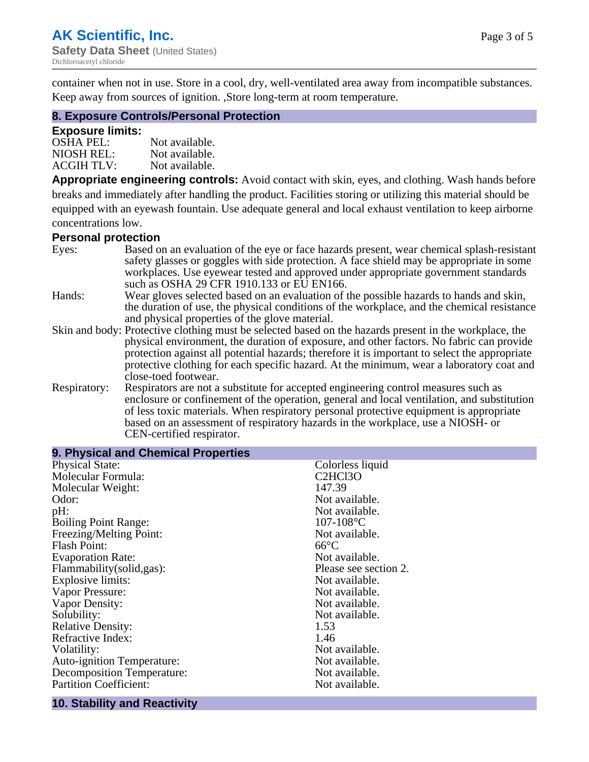container when not in use. Store in a cool, dry, well-ventilated area away from incompatible substances. Keep away from sources of ignition. ,Store long-term at room temperature.

## 8. Exposure Controls/Personal Protection

### Exposure limits:

| | |
|---|---|
| OSHA PEL: | Not available. |
| NIOSH REL: | Not available. |
| ACGIH TLV: | Not available. |

**Appropriate engineering controls:** Avoid contact with skin, eyes, and clothing. Wash hands before breaks and immediately after handling the product. Facilities storing or utilizing this material should be equipped with an eyewash fountain. Use adequate general and local exhaust ventilation to keep airborne concentrations low.

### Personal protection

| | |
|---|---|
| Eyes: | Based on an evaluation of the eye or face hazards present, wear chemical splash-resistant safety glasses or goggles with side protection. A face shield may be appropriate in some workplaces. Use eyewear tested and approved under appropriate government standards such as OSHA 29 CFR 1910.133 or EU EN166. |
| Hands: | Wear gloves selected based on an evaluation of the possible hazards to hands and skin, the duration of use, the physical conditions of the workplace, and the chemical resistance and physical properties of the glove material. |
| Skin and body: | Protective clothing must be selected based on the hazards present in the workplace, the physical environment, the duration of exposure, and other factors. No fabric can provide protection against all potential hazards; therefore it is important to select the appropriate protective clothing for each specific hazard. At the minimum, wear a laboratory coat and close-toed footwear. |
| Respiratory: | Respirators are not a substitute for accepted engineering control measures such as enclosure or confinement of the operation, general and local ventilation, and substitution of less toxic materials. When respiratory personal protective equipment is appropriate based on an assessment of respiratory hazards in the workplace, use a NIOSH- or CEN-certified respirator. |

## 9. Physical and Chemical Properties

| | |
|---|---|
| Physical State: | Colorless liquid |
| Molecular Formula: | $C_2HCl_3O$ |
| Molecular Weight: | 147.39 |
| Odor: | Not available. |
| pH: | Not available. |
| Boiling Point Range: | 107-108°C |
| Freezing/Melting Point: | Not available. |
| Flash Point: | 66°C |
| Evaporation Rate: | Not available. |
| Flammability(solid,gas): | Please see section 2. |
| Explosive limits: | Not available. |
| Vapor Pressure: | Not available. |
| Vapor Density: | Not available. |
| Solubility: | Not available. |
| Relative Density: | 1.53 |
| Refractive Index: | 1.46 |
| Volatility: | Not available. |
| Auto-ignition Temperature: | Not available. |
| Decomposition Temperature: | Not available. |
| Partition Coefficient: | Not available. |

## 10. Stability and Reactivity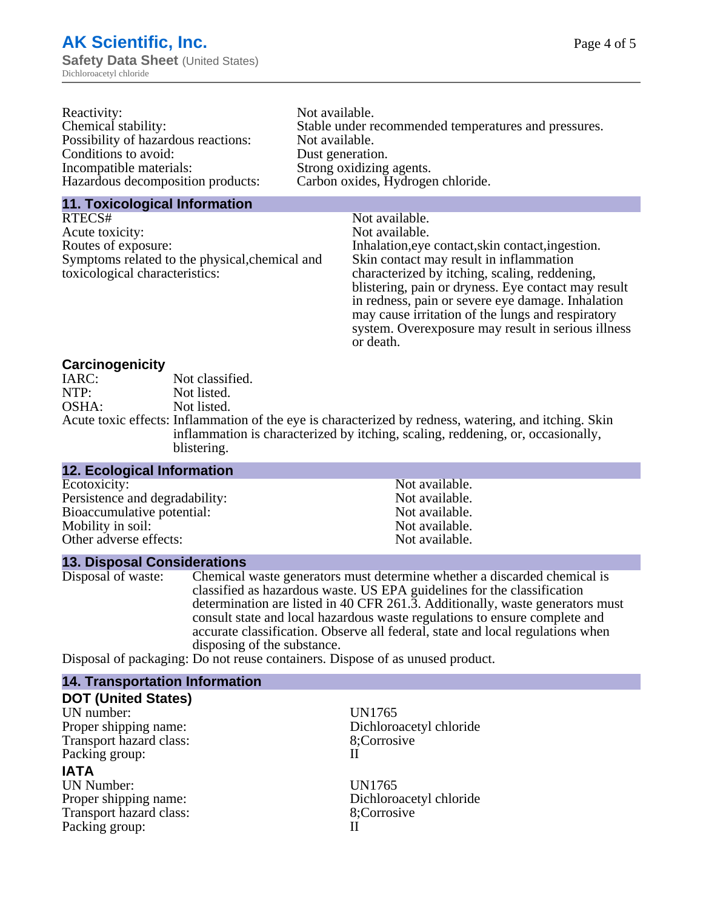| | |
|---|---|
| Reactivity: | Not available. |
| Chemical stability: | Stable under recommended temperatures and pressures. |
| Possibility of hazardous reactions: | Not available. |
| Conditions to avoid: | Dust generation. |
| Incompatible materials: | Strong oxidizing agents. |
| Hazardous decomposition products: | Carbon oxides, Hydrogen chloride. |

## 11. Toxicological Information

| | |
|---|---|
| RTECS# | Not available. |
| Acute toxicity: | Not available. |
| Routes of exposure: | Inhalation,eye contact,skin contact,ingestion. |
| Symptoms related to the physical,chemical and toxicological characteristics: | Skin contact may result in inflammation characterized by itching, scaling, reddening, blistering, pain or dryness. Eye contact may result in redness, pain or severe eye damage. Inhalation may cause irritation of the lungs and respiratory system. Overexposure may result in serious illness or death. |

### Carcinogenicity

| | |
|---|---|
| IARC: | Not classified. |
| NTP: | Not listed. |
| OSHA: | Not listed. |
| Acute toxic effects: | Inflammation of the eye is characterized by redness, watering, and itching. Skin inflammation is characterized by itching, scaling, reddening, or, occasionally, blistering. |

## 12. Ecological Information

| | |
|---|---|
| Ecotoxicity: | Not available. |
| Persistence and degradability: | Not available. |
| Bioaccumulative potential: | Not available. |
| Mobility in soil: | Not available. |
| Other adverse effects: | Not available. |

## 13. Disposal Considerations

| | |
|---|---|
| Disposal of waste: | Chemical waste generators must determine whether a discarded chemical is classified as hazardous waste. US EPA guidelines for the classification determination are listed in 40 CFR 261.3. Additionally, waste generators must consult state and local hazardous waste regulations to ensure complete and accurate classification. Observe all federal, state and local regulations when disposing of the substance. |
| Disposal of packaging: | Do not reuse containers. Dispose of as unused product. |

## 14. Transportation Information

### DOT (United States)

| | |
|---|---|
| UN number: | UN1765 |
| Proper shipping name: | Dichloroacetyl chloride |
| Transport hazard class: | 8;Corrosive |
| Packing group: | II |

### IATA

| | |
|---|---|
| UN Number: | UN1765 |
| Proper shipping name: | Dichloroacetyl chloride |
| Transport hazard class: | 8;Corrosive |
| Packing group: | II |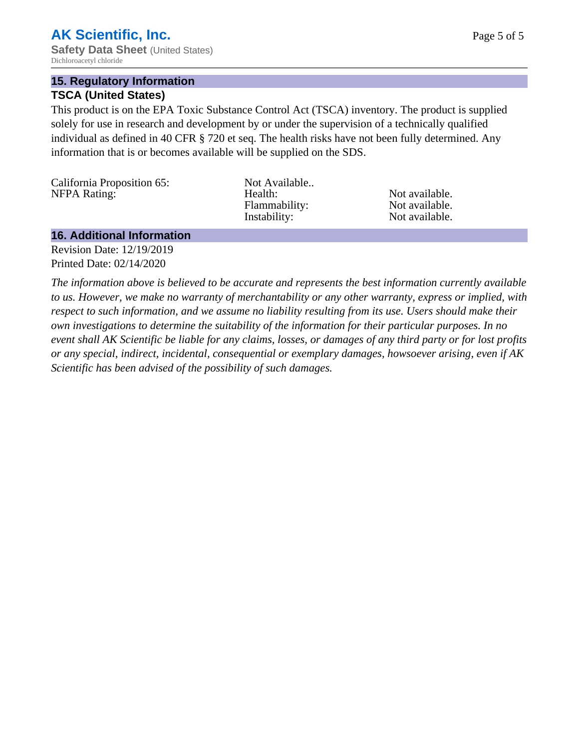## 15. Regulatory Information

### TSCA (United States)

This product is on the EPA Toxic Substance Control Act (TSCA) inventory. The product is supplied solely for use in research and development by or under the supervision of a technically qualified individual as defined in 40 CFR § 720 et seq. The health risks have not been fully determined. Any information that is or becomes available will be supplied on the SDS.

| | | |
|---|---|---|
| California Proposition 65: | Not Available.. | |
| NFPA Rating: | Health: | Not available. |
| | Flammability: | Not available. |
| | Instability: | Not available. |

## 16. Additional Information

Revision Date: 12/19/2019
Printed Date: 02/14/2020

*The information above is believed to be accurate and represents the best information currently available to us. However, we make no warranty of merchantability or any other warranty, express or implied, with respect to such information, and we assume no liability resulting from its use. Users should make their own investigations to determine the suitability of the information for their particular purposes. In no event shall AK Scientific be liable for any claims, losses, or damages of any third party or for lost profits or any special, indirect, incidental, consequential or exemplary damages, howsoever arising, even if AK Scientific has been advised of the possibility of such damages.*